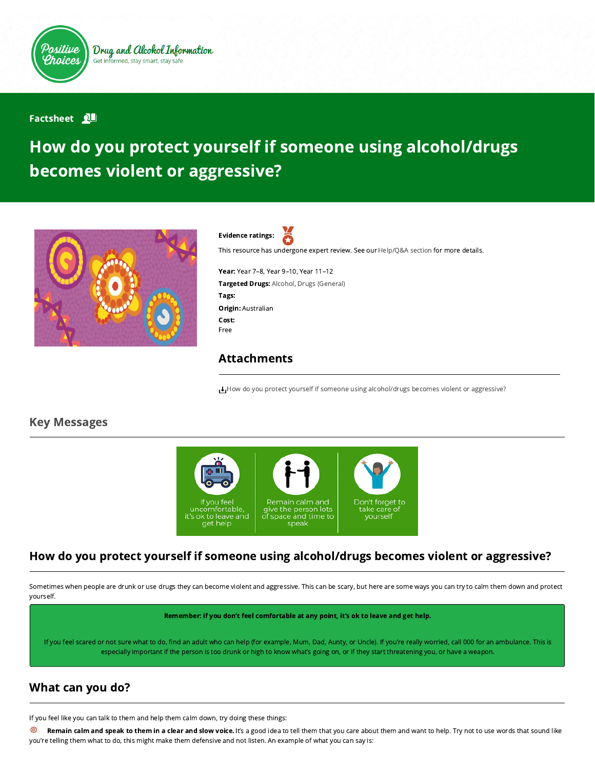Positive Choices

Drug and Alcohol Information

Get informed, stay smart, stay safe

Factsheet

# How do you protect yourself if someone using alcohol/drugs becomes violent or aggressive?

**Evidence ratings:**

This resource has undergone expert review. See our Help/Q&A section for more details.

**Year:** Year 7–8, Year 9–10, Year 11–12

**Targeted Drugs:** Alcohol, Drugs (General)

**Tags:**

**Origin:** Australian

**Cost:**
Free

## Attachments

How do you protect yourself if someone using alcohol/drugs becomes violent or aggressive?

## Key Messages

- If you feel uncomfortable, it's ok to leave and get help
- Remain calm and give the person lots of space and time to speak
- Don't forget to take care of yourself

## How do you protect yourself if someone using alcohol/drugs becomes violent or aggressive?

Sometimes when people are drunk or use drugs they can become violent and aggressive. This can be scary, but here are some ways you can try to calm them down and protect yourself.

**Remember: if you don't feel comfortable at any point, it's ok to leave and get help.**

If you feel scared or not sure what to do, find an adult who can help (for example, Mum, Dad, Aunty, or Uncle). If you're really worried, call 000 for an ambulance. This is especially important if the person is too drunk or high to know what's going on, or if they start threatening you, or have a weapon.

## What can you do?

If you feel like you can talk to them and help them calm down, try doing these things:

- **Remain calm and speak to them in a clear and slow voice.** It's a good idea to tell them that you care about them and want to help. Try not to use words that sound like you're telling them what to do, this might make them defensive and not listen. An example of what you can say is: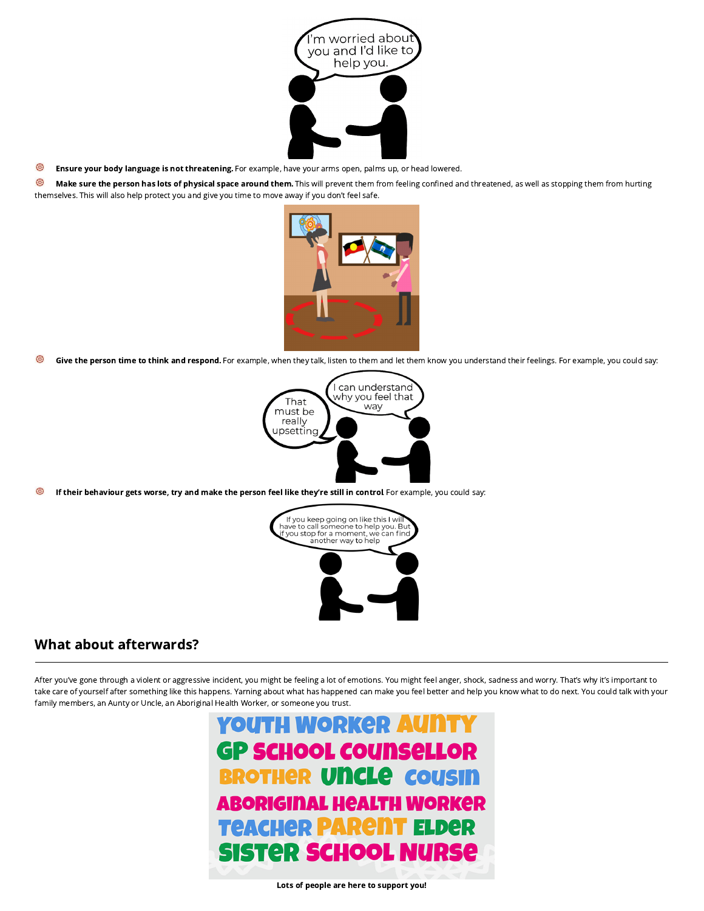- **Ensure your body language is not threatening.** For example, have your arms open, palms up, or head lowered.
- **Make sure the person has lots of physical space around them.** This will prevent them from feeling confined and threatened, as well as stopping them from hurting themselves. This will also help protect you and give you time to move away if you don't feel safe.
- **Give the person time to think and respond.** For example, when they talk, listen to them and let them know you understand their feelings. For example, you could say:
- **If their behaviour gets worse, try and make the person feel like they're still in control** For example, you could say:

## What about afterwards?

After you've gone through a violent or aggressive incident, you might be feeling a lot of emotions. You might feel anger, shock, sadness and worry. That's why it's important to take care of yourself after something like this happens. Yarning about what has happened can make you feel better and help you know what to do next. You could talk with your family members, an Aunty or Uncle, an Aboriginal Health Worker, or someone you trust.

**Lots of people are here to support you!**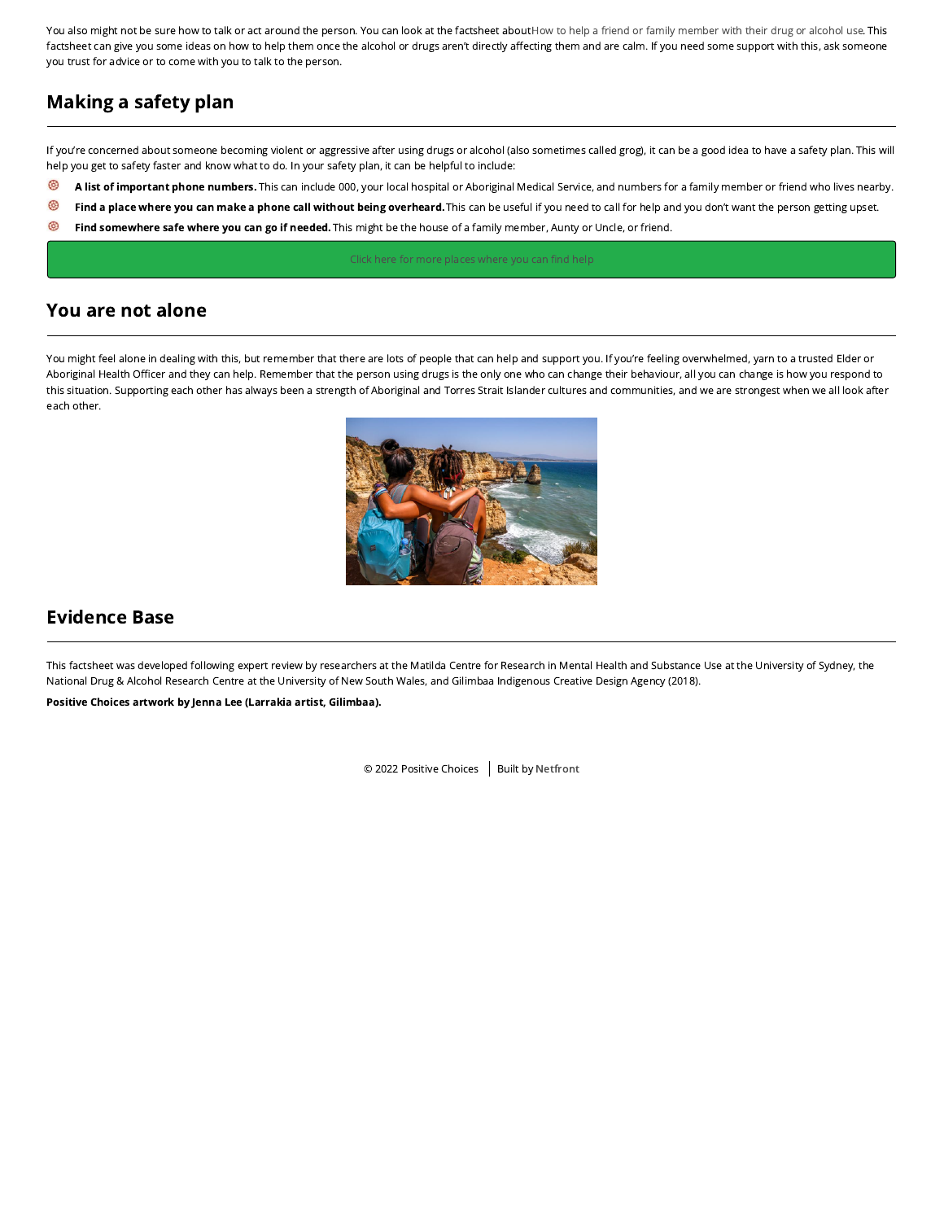You also might not be sure how to talk or act around the person. You can look at the factsheet about How to help a friend or family member with their drug or alcohol use. This factsheet can give you some ideas on how to help them once the alcohol or drugs aren't directly affecting them and are calm. If you need some support with this, ask someone you trust for advice or to come with you to talk to the person.

## Making a safety plan

If you're concerned about someone becoming violent or aggressive after using drugs or alcohol (also sometimes called grog), it can be a good idea to have a safety plan. This will help you get to safety faster and know what to do. In your safety plan, it can be helpful to include:

- **A list of important phone numbers.** This can include 000, your local hospital or Aboriginal Medical Service, and numbers for a family member or friend who lives nearby.
- **Find a place where you can make a phone call without being overheard.** This can be useful if you need to call for help and you don't want the person getting upset.
- **Find somewhere safe where you can go if needed.** This might be the house of a family member, Aunty or Uncle, or friend.

Click here for more places where you can find help

## You are not alone

You might feel alone in dealing with this, but remember that there are lots of people that can help and support you. If you're feeling overwhelmed, yarn to a trusted Elder or Aboriginal Health Officer and they can help. Remember that the person using drugs is the only one who can change their behaviour, all you can change is how you respond to this situation. Supporting each other has always been a strength of Aboriginal and Torres Strait Islander cultures and communities, and we are strongest when we all look after each other.

## Evidence Base

This factsheet was developed following expert review by researchers at the Matilda Centre for Research in Mental Health and Substance Use at the University of Sydney, the National Drug & Alcohol Research Centre at the University of New South Wales, and Gilimbaa Indigenous Creative Design Agency (2018).

**Positive Choices artwork by Jenna Lee (Larrakia artist, Gilimbaa).**

© 2022 Positive Choices | Built by Netfront